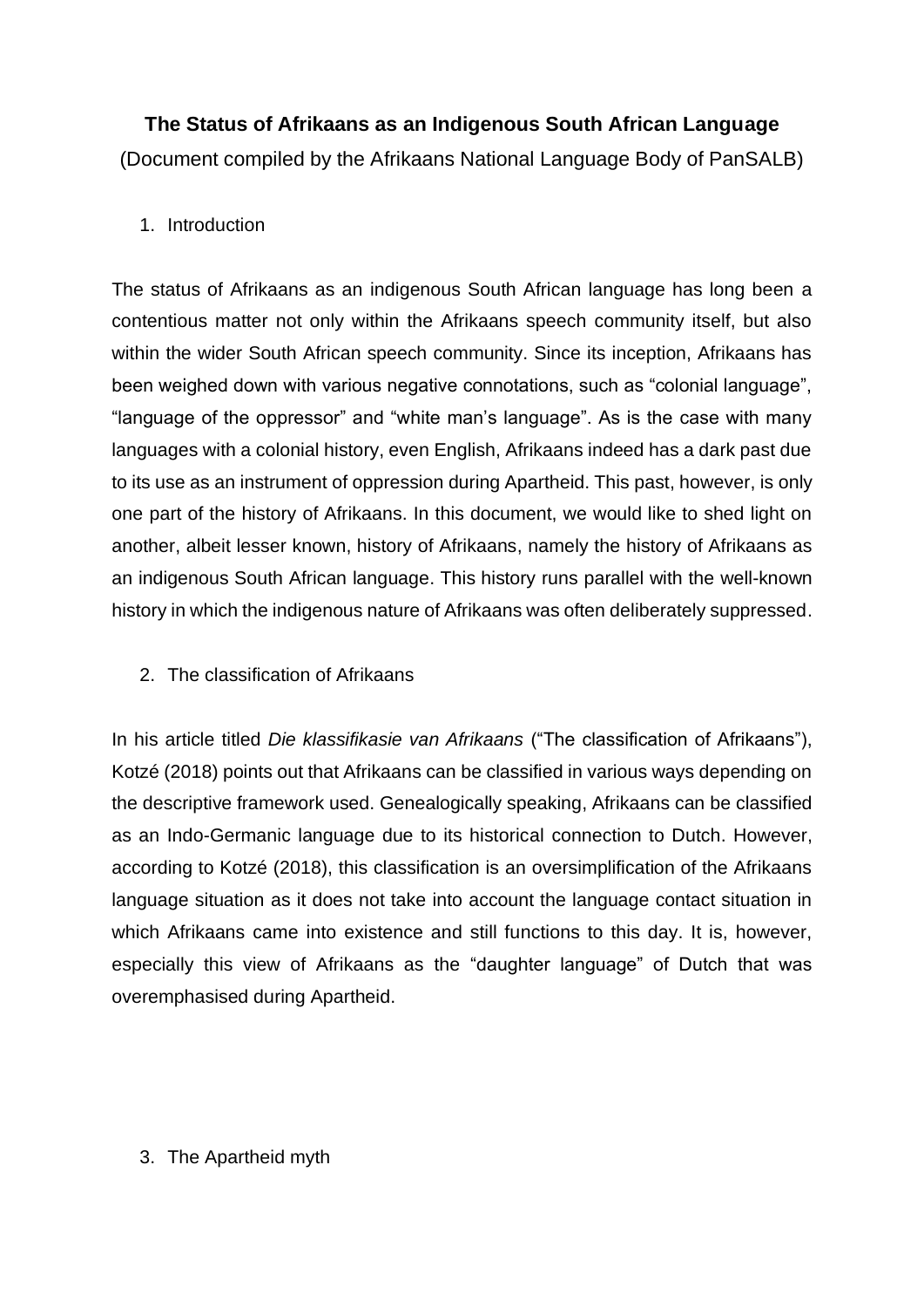# The Status of Afrikaans as an Indigenous South African Language

(Document compiled by the Afrikaans National Language Body of PanSALB)

## 1. Introduction

The status of Afrikaans as an indigenous South African language has long been a contentious matter not only within the Afrikaans speech community itself, but also within the wider South African speech community. Since its inception, Afrikaans has been weighed down with various negative connotations, such as "colonial language", "language of the oppressor" and "white man's language". As is the case with many languages with a colonial history, even English, Afrikaans indeed has a dark past due to its use as an instrument of oppression during Apartheid. This past, however, is only one part of the history of Afrikaans. In this document, we would like to shed light on another, albeit lesser known, history of Afrikaans, namely the history of Afrikaans as an indigenous South African language. This history runs parallel with the well-known history in which the indigenous nature of Afrikaans was often deliberately suppressed.

## 2. The classification of Afrikaans

In his article titled *Die klassifikasie van Afrikaans* ("The classification of Afrikaans"), Kotzé (2018) points out that Afrikaans can be classified in various ways depending on the descriptive framework used. Genealogically speaking, Afrikaans can be classified as an Indo-Germanic language due to its historical connection to Dutch. However, according to Kotzé (2018), this classification is an oversimplification of the Afrikaans language situation as it does not take into account the language contact situation in which Afrikaans came into existence and still functions to this day. It is, however, especially this view of Afrikaans as the "daughter language" of Dutch that was overemphasised during Apartheid.

## 3. The Apartheid myth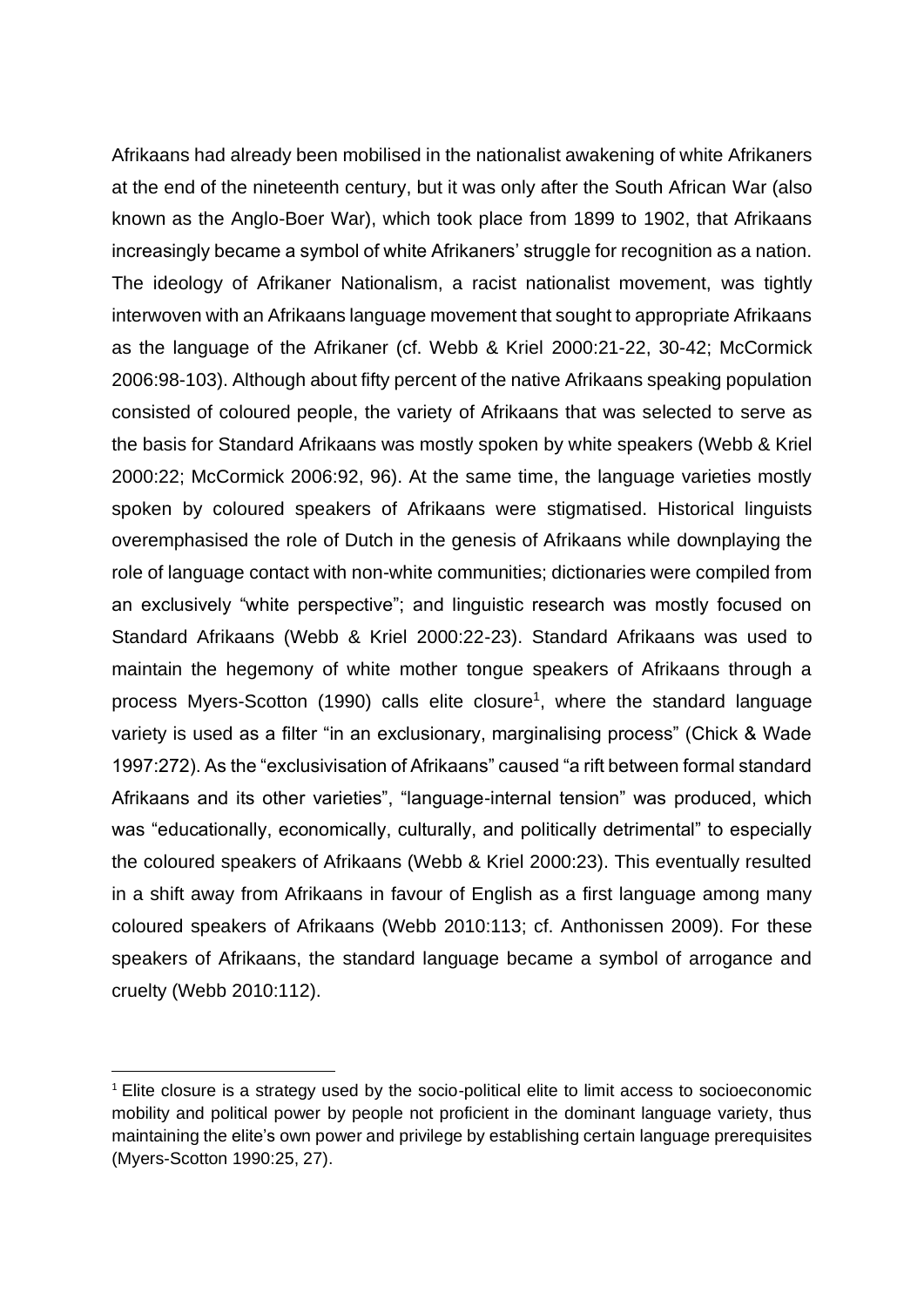Afrikaans had already been mobilised in the nationalist awakening of white Afrikaners at the end of the nineteenth century, but it was only after the South African War (also known as the Anglo-Boer War), which took place from 1899 to 1902, that Afrikaans increasingly became a symbol of white Afrikaners' struggle for recognition as a nation. The ideology of Afrikaner Nationalism, a racist nationalist movement, was tightly interwoven with an Afrikaans language movement that sought to appropriate Afrikaans as the language of the Afrikaner (cf. Webb & Kriel 2000:21-22, 30-42; McCormick 2006:98-103). Although about fifty percent of the native Afrikaans speaking population consisted of coloured people, the variety of Afrikaans that was selected to serve as the basis for Standard Afrikaans was mostly spoken by white speakers (Webb & Kriel 2000:22; McCormick 2006:92, 96). At the same time, the language varieties mostly spoken by coloured speakers of Afrikaans were stigmatised. Historical linguists overemphasised the role of Dutch in the genesis of Afrikaans while downplaying the role of language contact with non-white communities; dictionaries were compiled from an exclusively "white perspective"; and linguistic research was mostly focused on Standard Afrikaans (Webb & Kriel 2000:22-23). Standard Afrikaans was used to maintain the hegemony of white mother tongue speakers of Afrikaans through a process Myers-Scotton (1990) calls elite closure[1], where the standard language variety is used as a filter "in an exclusionary, marginalising process" (Chick & Wade 1997:272). As the "exclusivisation of Afrikaans" caused "a rift between formal standard Afrikaans and its other varieties", "language-internal tension" was produced, which was "educationally, economically, culturally, and politically detrimental" to especially the coloured speakers of Afrikaans (Webb & Kriel 2000:23). This eventually resulted in a shift away from Afrikaans in favour of English as a first language among many coloured speakers of Afrikaans (Webb 2010:113; cf. Anthonissen 2009). For these speakers of Afrikaans, the standard language became a symbol of arrogance and cruelty (Webb 2010:112).

[1] Elite closure is a strategy used by the socio-political elite to limit access to socioeconomic mobility and political power by people not proficient in the dominant language variety, thus maintaining the elite's own power and privilege by establishing certain language prerequisites (Myers-Scotton 1990:25, 27).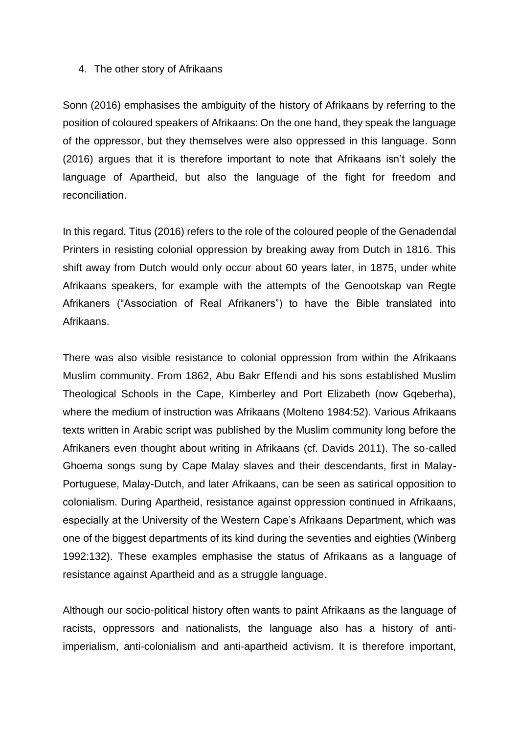4. The other story of Afrikaans

Sonn (2016) emphasises the ambiguity of the history of Afrikaans by referring to the position of coloured speakers of Afrikaans: On the one hand, they speak the language of the oppressor, but they themselves were also oppressed in this language. Sonn (2016) argues that it is therefore important to note that Afrikaans isn't solely the language of Apartheid, but also the language of the fight for freedom and reconciliation.

In this regard, Titus (2016) refers to the role of the coloured people of the Genadendal Printers in resisting colonial oppression by breaking away from Dutch in 1816. This shift away from Dutch would only occur about 60 years later, in 1875, under white Afrikaans speakers, for example with the attempts of the Genootskap van Regte Afrikaners ("Association of Real Afrikaners") to have the Bible translated into Afrikaans.

There was also visible resistance to colonial oppression from within the Afrikaans Muslim community. From 1862, Abu Bakr Effendi and his sons established Muslim Theological Schools in the Cape, Kimberley and Port Elizabeth (now Gqeberha), where the medium of instruction was Afrikaans (Molteno 1984:52). Various Afrikaans texts written in Arabic script was published by the Muslim community long before the Afrikaners even thought about writing in Afrikaans (cf. Davids 2011). The so-called Ghoema songs sung by Cape Malay slaves and their descendants, first in Malay-Portuguese, Malay-Dutch, and later Afrikaans, can be seen as satirical opposition to colonialism. During Apartheid, resistance against oppression continued in Afrikaans, especially at the University of the Western Cape's Afrikaans Department, which was one of the biggest departments of its kind during the seventies and eighties (Winberg 1992:132). These examples emphasise the status of Afrikaans as a language of resistance against Apartheid and as a struggle language.

Although our socio-political history often wants to paint Afrikaans as the language of racists, oppressors and nationalists, the language also has a history of anti-imperialism, anti-colonialism and anti-apartheid activism. It is therefore important,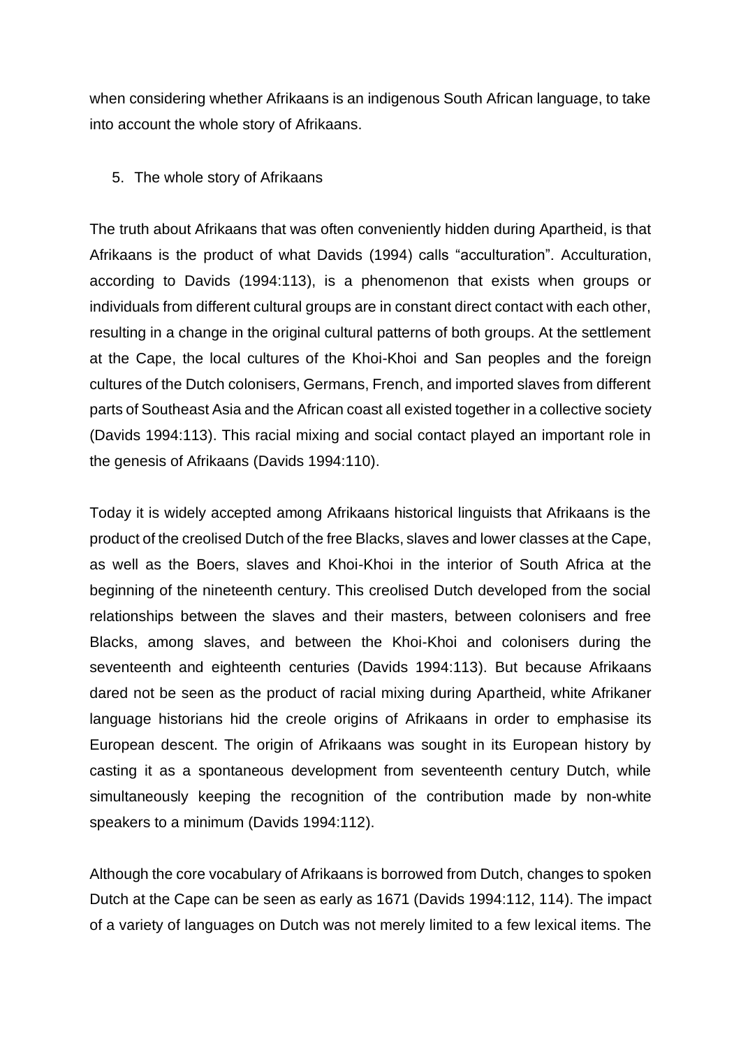when considering whether Afrikaans is an indigenous South African language, to take into account the whole story of Afrikaans.

## 5. The whole story of Afrikaans

The truth about Afrikaans that was often conveniently hidden during Apartheid, is that Afrikaans is the product of what Davids (1994) calls "acculturation". Acculturation, according to Davids (1994:113), is a phenomenon that exists when groups or individuals from different cultural groups are in constant direct contact with each other, resulting in a change in the original cultural patterns of both groups. At the settlement at the Cape, the local cultures of the Khoi-Khoi and San peoples and the foreign cultures of the Dutch colonisers, Germans, French, and imported slaves from different parts of Southeast Asia and the African coast all existed together in a collective society (Davids 1994:113). This racial mixing and social contact played an important role in the genesis of Afrikaans (Davids 1994:110).

Today it is widely accepted among Afrikaans historical linguists that Afrikaans is the product of the creolised Dutch of the free Blacks, slaves and lower classes at the Cape, as well as the Boers, slaves and Khoi-Khoi in the interior of South Africa at the beginning of the nineteenth century. This creolised Dutch developed from the social relationships between the slaves and their masters, between colonisers and free Blacks, among slaves, and between the Khoi-Khoi and colonisers during the seventeenth and eighteenth centuries (Davids 1994:113). But because Afrikaans dared not be seen as the product of racial mixing during Apartheid, white Afrikaner language historians hid the creole origins of Afrikaans in order to emphasise its European descent. The origin of Afrikaans was sought in its European history by casting it as a spontaneous development from seventeenth century Dutch, while simultaneously keeping the recognition of the contribution made by non-white speakers to a minimum (Davids 1994:112).

Although the core vocabulary of Afrikaans is borrowed from Dutch, changes to spoken Dutch at the Cape can be seen as early as 1671 (Davids 1994:112, 114). The impact of a variety of languages on Dutch was not merely limited to a few lexical items. The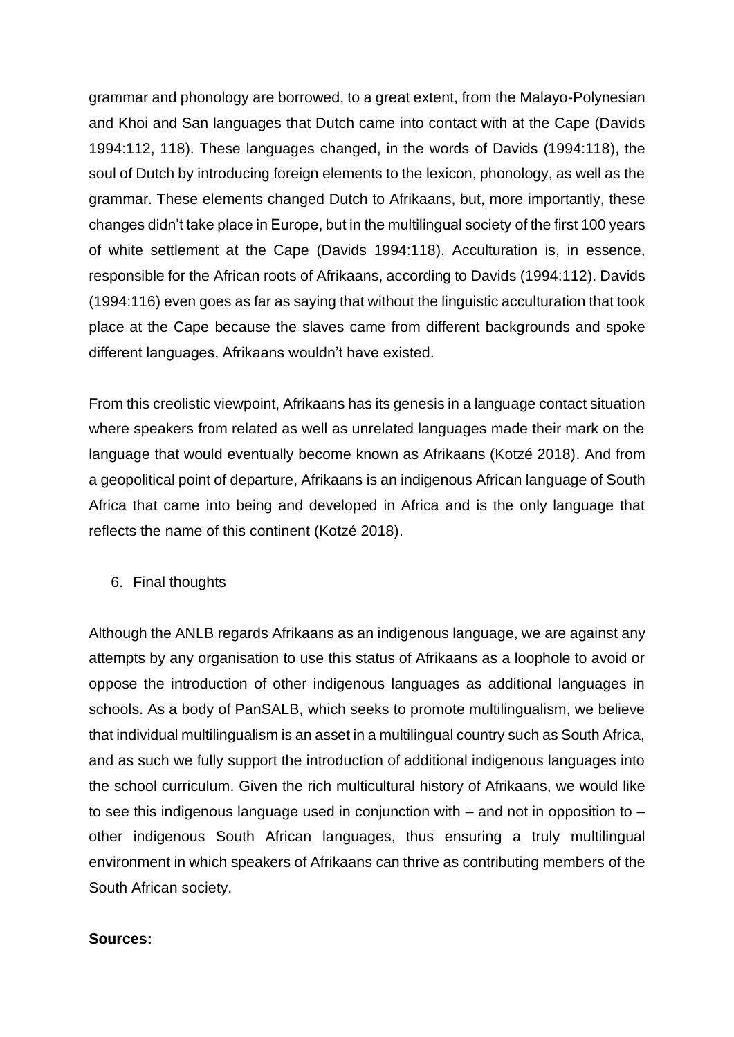grammar and phonology are borrowed, to a great extent, from the Malayo-Polynesian and Khoi and San languages that Dutch came into contact with at the Cape (Davids 1994:112, 118). These languages changed, in the words of Davids (1994:118), the soul of Dutch by introducing foreign elements to the lexicon, phonology, as well as the grammar. These elements changed Dutch to Afrikaans, but, more importantly, these changes didn't take place in Europe, but in the multilingual society of the first 100 years of white settlement at the Cape (Davids 1994:118). Acculturation is, in essence, responsible for the African roots of Afrikaans, according to Davids (1994:112). Davids (1994:116) even goes as far as saying that without the linguistic acculturation that took place at the Cape because the slaves came from different backgrounds and spoke different languages, Afrikaans wouldn't have existed.

From this creolistic viewpoint, Afrikaans has its genesis in a language contact situation where speakers from related as well as unrelated languages made their mark on the language that would eventually become known as Afrikaans (Kotzé 2018). And from a geopolitical point of departure, Afrikaans is an indigenous African language of South Africa that came into being and developed in Africa and is the only language that reflects the name of this continent (Kotzé 2018).

## 6. Final thoughts

Although the ANLB regards Afrikaans as an indigenous language, we are against any attempts by any organisation to use this status of Afrikaans as a loophole to avoid or oppose the introduction of other indigenous languages as additional languages in schools. As a body of PanSALB, which seeks to promote multilingualism, we believe that individual multilingualism is an asset in a multilingual country such as South Africa, and as such we fully support the introduction of additional indigenous languages into the school curriculum. Given the rich multicultural history of Afrikaans, we would like to see this indigenous language used in conjunction with – and not in opposition to – other indigenous South African languages, thus ensuring a truly multilingual environment in which speakers of Afrikaans can thrive as contributing members of the South African society.

**Sources:**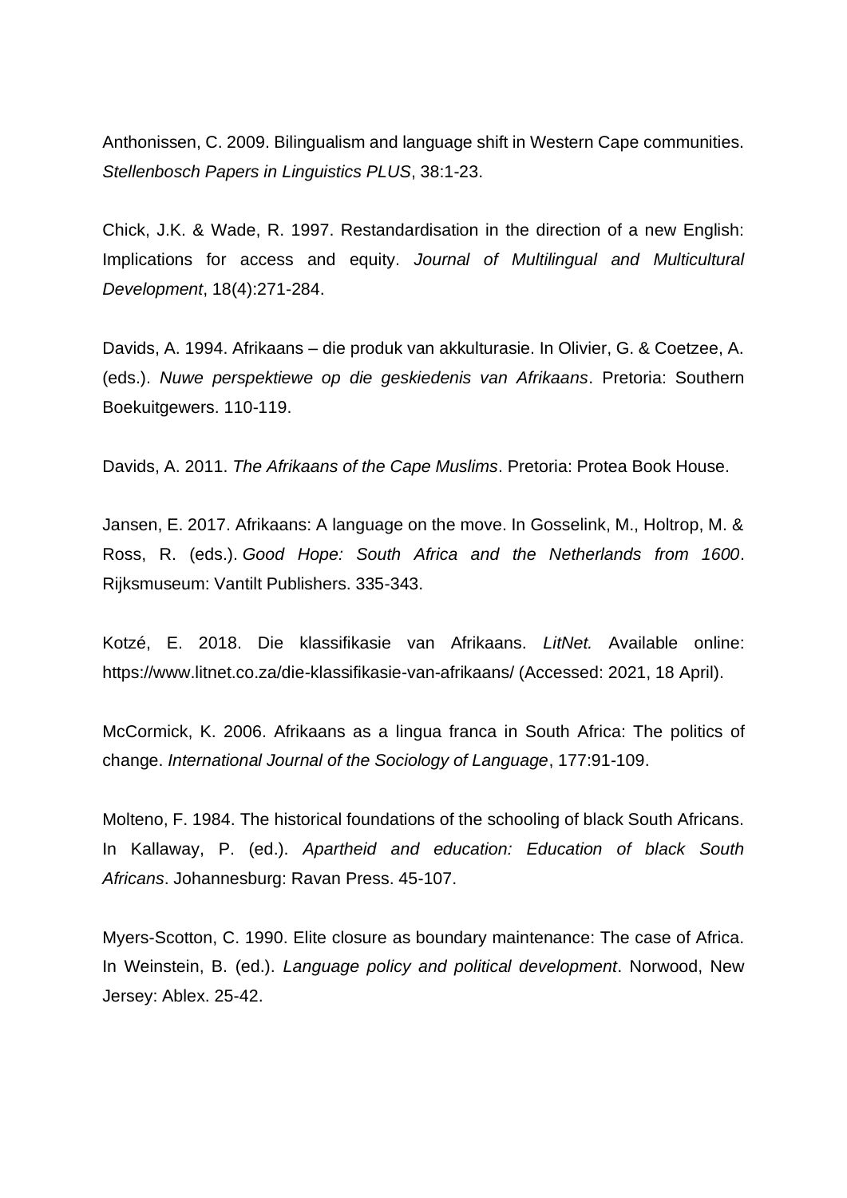Anthonissen, C. 2009. Bilingualism and language shift in Western Cape communities. *Stellenbosch Papers in Linguistics PLUS*, 38:1-23.

Chick, J.K. & Wade, R. 1997. Restandardisation in the direction of a new English: Implications for access and equity. *Journal of Multilingual and Multicultural Development*, 18(4):271-284.

Davids, A. 1994. Afrikaans – die produk van akkulturasie. In Olivier, G. & Coetzee, A. (eds.). *Nuwe perspektiewe op die geskiedenis van Afrikaans*. Pretoria: Southern Boekuitgewers. 110-119.

Davids, A. 2011. *The Afrikaans of the Cape Muslims*. Pretoria: Protea Book House.

Jansen, E. 2017. Afrikaans: A language on the move. In Gosselink, M., Holtrop, M. & Ross, R. (eds.). *Good Hope: South Africa and the Netherlands from 1600*. Rijksmuseum: Vantilt Publishers. 335-343.

Kotzé, E. 2018. Die klassifikasie van Afrikaans. *LitNet.* Available online: https://www.litnet.co.za/die-klassifikasie-van-afrikaans/ (Accessed: 2021, 18 April).

McCormick, K. 2006. Afrikaans as a lingua franca in South Africa: The politics of change. *International Journal of the Sociology of Language*, 177:91-109.

Molteno, F. 1984. The historical foundations of the schooling of black South Africans. In Kallaway, P. (ed.). *Apartheid and education: Education of black South Africans*. Johannesburg: Ravan Press. 45-107.

Myers-Scotton, C. 1990. Elite closure as boundary maintenance: The case of Africa. In Weinstein, B. (ed.). *Language policy and political development*. Norwood, New Jersey: Ablex. 25-42.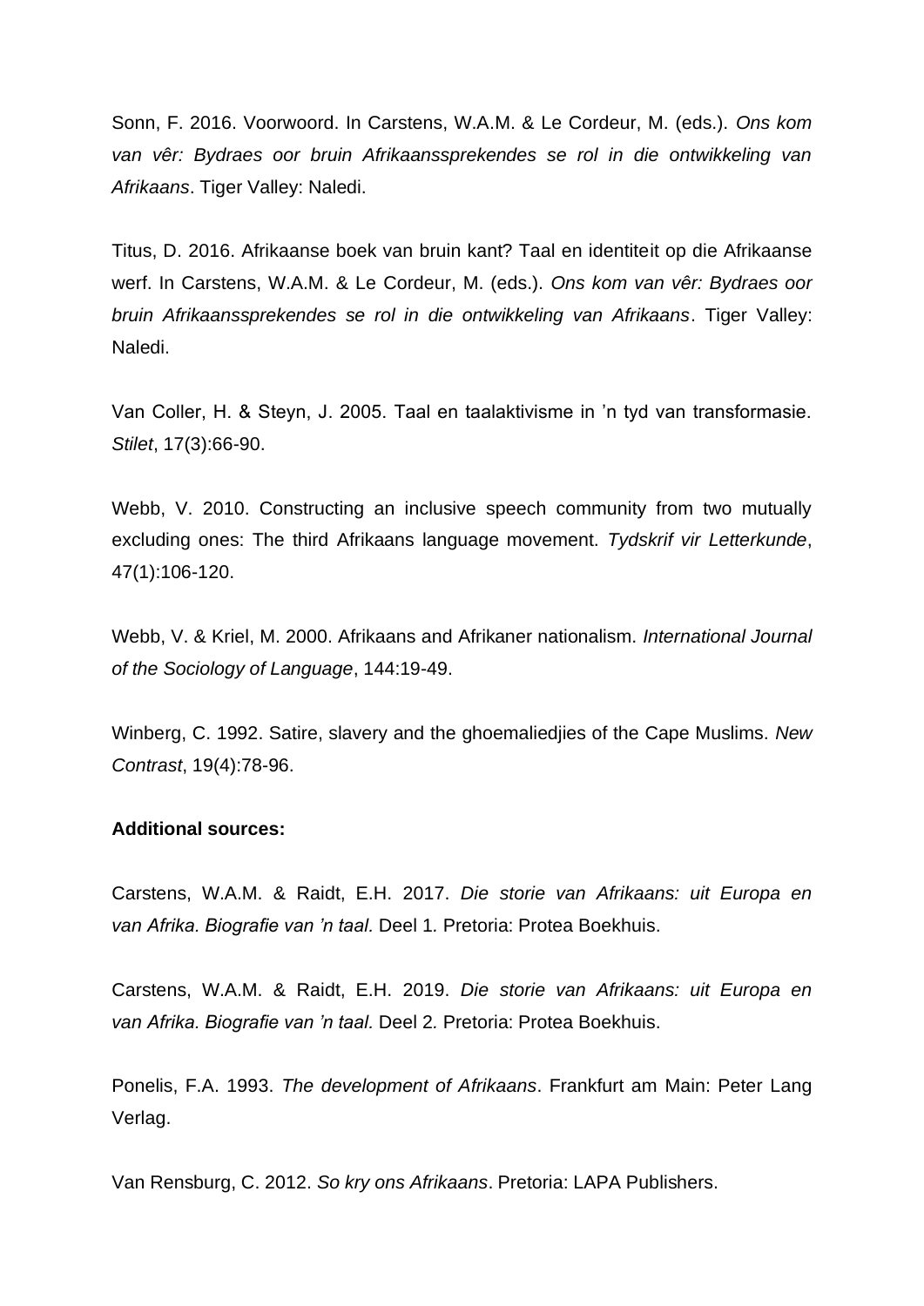Sonn, F. 2016. Voorwoord. In Carstens, W.A.M. & Le Cordeur, M. (eds.). *Ons kom van vêr: Bydraes oor bruin Afrikaanssprekendes se rol in die ontwikkeling van Afrikaans*. Tiger Valley: Naledi.

Titus, D. 2016. Afrikaanse boek van bruin kant? Taal en identiteit op die Afrikaanse werf. In Carstens, W.A.M. & Le Cordeur, M. (eds.). *Ons kom van vêr: Bydraes oor bruin Afrikaanssprekendes se rol in die ontwikkeling van Afrikaans*. Tiger Valley: Naledi.

Van Coller, H. & Steyn, J. 2005. Taal en taalaktivisme in ’n tyd van transformasie. *Stilet*, 17(3):66-90.

Webb, V. 2010. Constructing an inclusive speech community from two mutually excluding ones: The third Afrikaans language movement. *Tydskrif vir Letterkunde*, 47(1):106-120.

Webb, V. & Kriel, M. 2000. Afrikaans and Afrikaner nationalism. *International Journal of the Sociology of Language*, 144:19-49.

Winberg, C. 1992. Satire, slavery and the ghoemaliedjies of the Cape Muslims. *New Contrast*, 19(4):78-96.

**Additional sources:**

Carstens, W.A.M. & Raidt, E.H. 2017. *Die storie van Afrikaans: uit Europa en van Afrika. Biografie van ’n taal.* Deel 1. Pretoria: Protea Boekhuis.

Carstens, W.A.M. & Raidt, E.H. 2019. *Die storie van Afrikaans: uit Europa en van Afrika. Biografie van ’n taal.* Deel 2. Pretoria: Protea Boekhuis.

Ponelis, F.A. 1993. *The development of Afrikaans*. Frankfurt am Main: Peter Lang Verlag.

Van Rensburg, C. 2012. *So kry ons Afrikaans*. Pretoria: LAPA Publishers.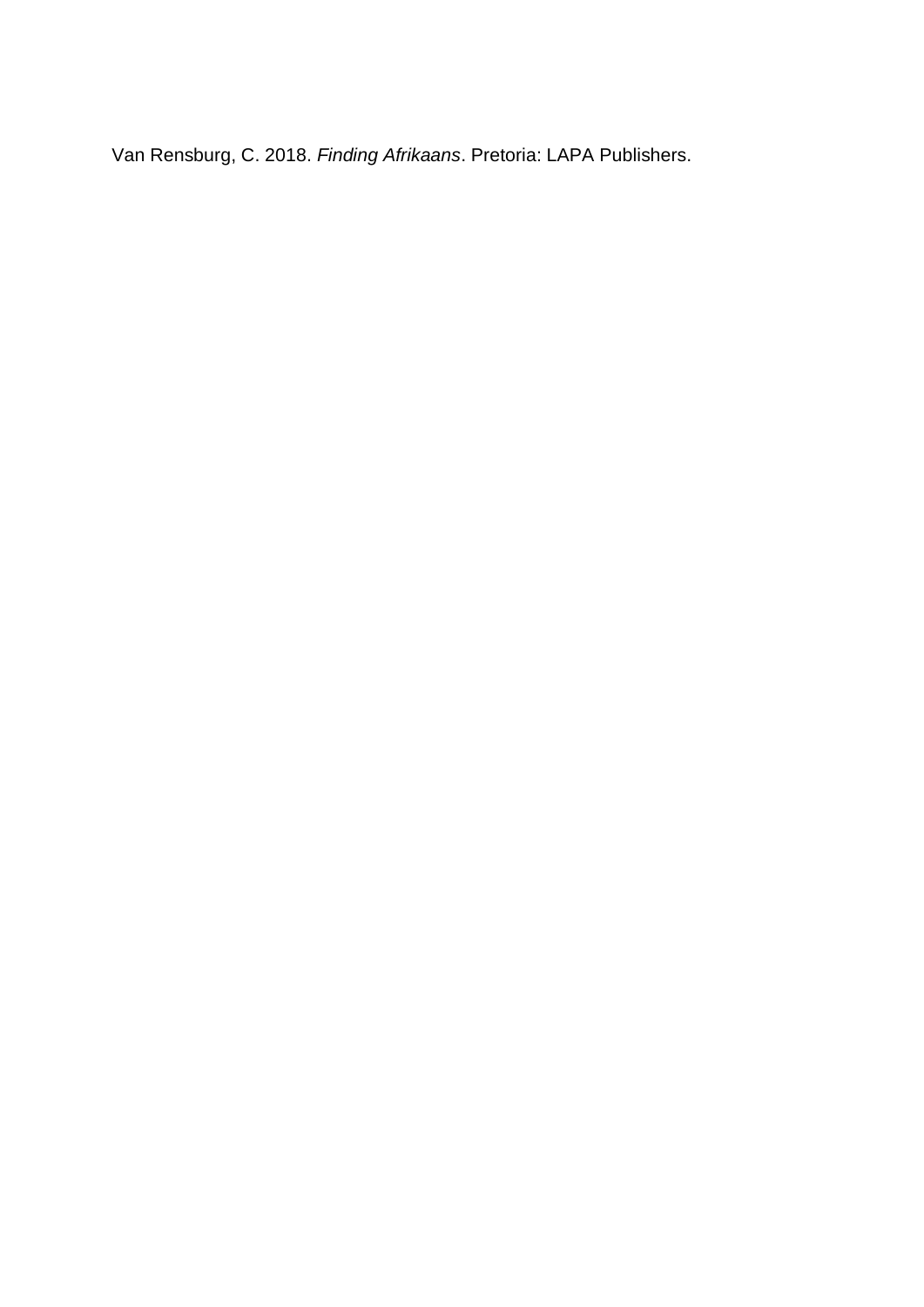Van Rensburg, C. 2018. *Finding Afrikaans*. Pretoria: LAPA Publishers.